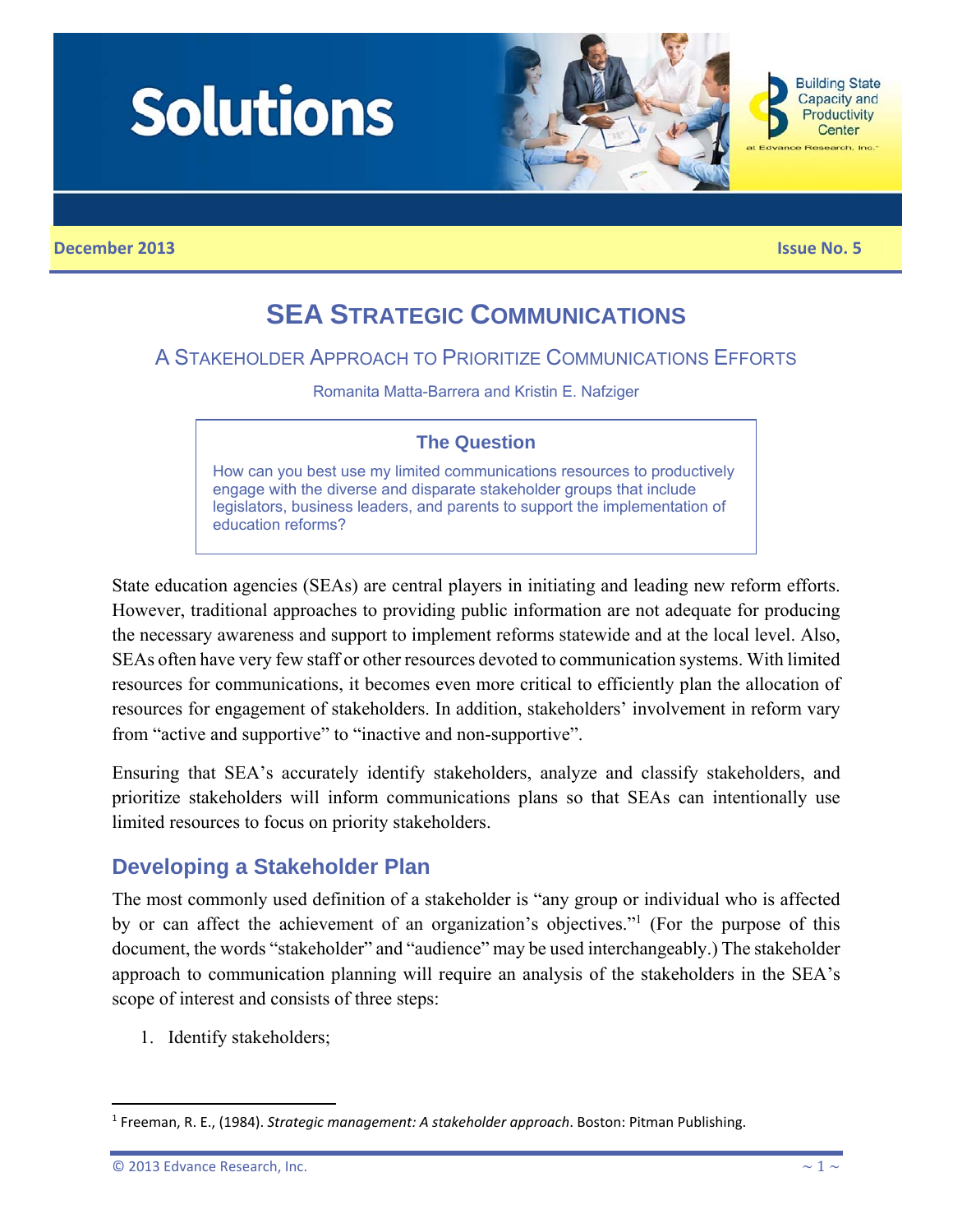# Solutions

Building State Capacity and Productivity Center at Edvance Research, Inc.

December 2013 | Issue No. 5

# SEA Strategic Communications

## A Stakeholder Approach to Prioritize Communications Efforts

Romanita Matta-Barrera and Kristin E. Nafziger

> **The Question**
>
> How can you best use my limited communications resources to productively engage with the diverse and disparate stakeholder groups that include legislators, business leaders, and parents to support the implementation of education reforms?

State education agencies (SEAs) are central players in initiating and leading new reform efforts. However, traditional approaches to providing public information are not adequate for producing the necessary awareness and support to implement reforms statewide and at the local level. Also, SEAs often have very few staff or other resources devoted to communication systems. With limited resources for communications, it becomes even more critical to efficiently plan the allocation of resources for engagement of stakeholders. In addition, stakeholders' involvement in reform vary from "active and supportive" to "inactive and non-supportive".

Ensuring that SEA's accurately identify stakeholders, analyze and classify stakeholders, and prioritize stakeholders will inform communications plans so that SEAs can intentionally use limited resources to focus on priority stakeholders.

## Developing a Stakeholder Plan

The most commonly used definition of a stakeholder is "any group or individual who is affected by or can affect the achievement of an organization's objectives."[1] (For the purpose of this document, the words "stakeholder" and "audience" may be used interchangeably.) The stakeholder approach to communication planning will require an analysis of the stakeholders in the SEA's scope of interest and consists of three steps:

1. Identify stakeholders;

[1] Freeman, R. E., (1984). *Strategic management: A stakeholder approach*. Boston: Pitman Publishing.

© 2013 Edvance Research, Inc.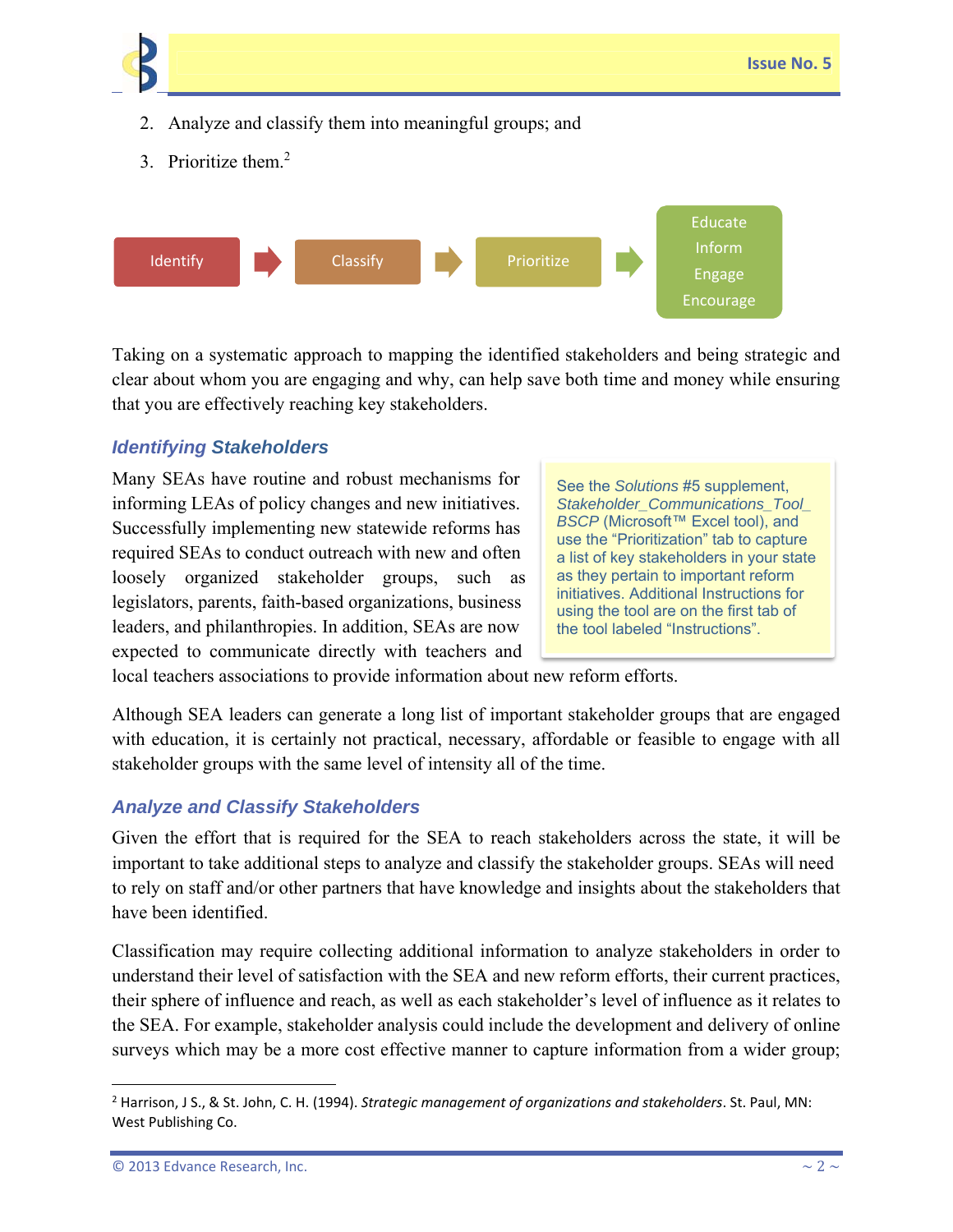2. Analyze and classify them into meaningful groups; and
3. Prioritize them.[2]

Identify → Classify → Prioritize → Educate / Inform / Engage / Encourage

Taking on a systematic approach to mapping the identified stakeholders and being strategic and clear about whom you are engaging and why, can help save both time and money while ensuring that you are effectively reaching key stakeholders.

### *Identifying Stakeholders*

> See the *Solutions* #5 supplement, *Stakeholder_Communications_Tool_BSCP* (Microsoft™ Excel tool), and use the "Prioritization" tab to capture a list of key stakeholders in your state as they pertain to important reform initiatives. Additional Instructions for using the tool are on the first tab of the tool labeled "Instructions".

Many SEAs have routine and robust mechanisms for informing LEAs of policy changes and new initiatives. Successfully implementing new statewide reforms has required SEAs to conduct outreach with new and often loosely organized stakeholder groups, such as legislators, parents, faith-based organizations, business leaders, and philanthropies. In addition, SEAs are now expected to communicate directly with teachers and local teachers associations to provide information about new reform efforts.

Although SEA leaders can generate a long list of important stakeholder groups that are engaged with education, it is certainly not practical, necessary, affordable or feasible to engage with all stakeholder groups with the same level of intensity all of the time.

### *Analyze and Classify Stakeholders*

Given the effort that is required for the SEA to reach stakeholders across the state, it will be important to take additional steps to analyze and classify the stakeholder groups. SEAs will need to rely on staff and/or other partners that have knowledge and insights about the stakeholders that have been identified.

Classification may require collecting additional information to analyze stakeholders in order to understand their level of satisfaction with the SEA and new reform efforts, their current practices, their sphere of influence and reach, as well as each stakeholder's level of influence as it relates to the SEA. For example, stakeholder analysis could include the development and delivery of online surveys which may be a more cost effective manner to capture information from a wider group;

---

[2] Harrison, J S., & St. John, C. H. (1994). *Strategic management of organizations and stakeholders*. St. Paul, MN: West Publishing Co.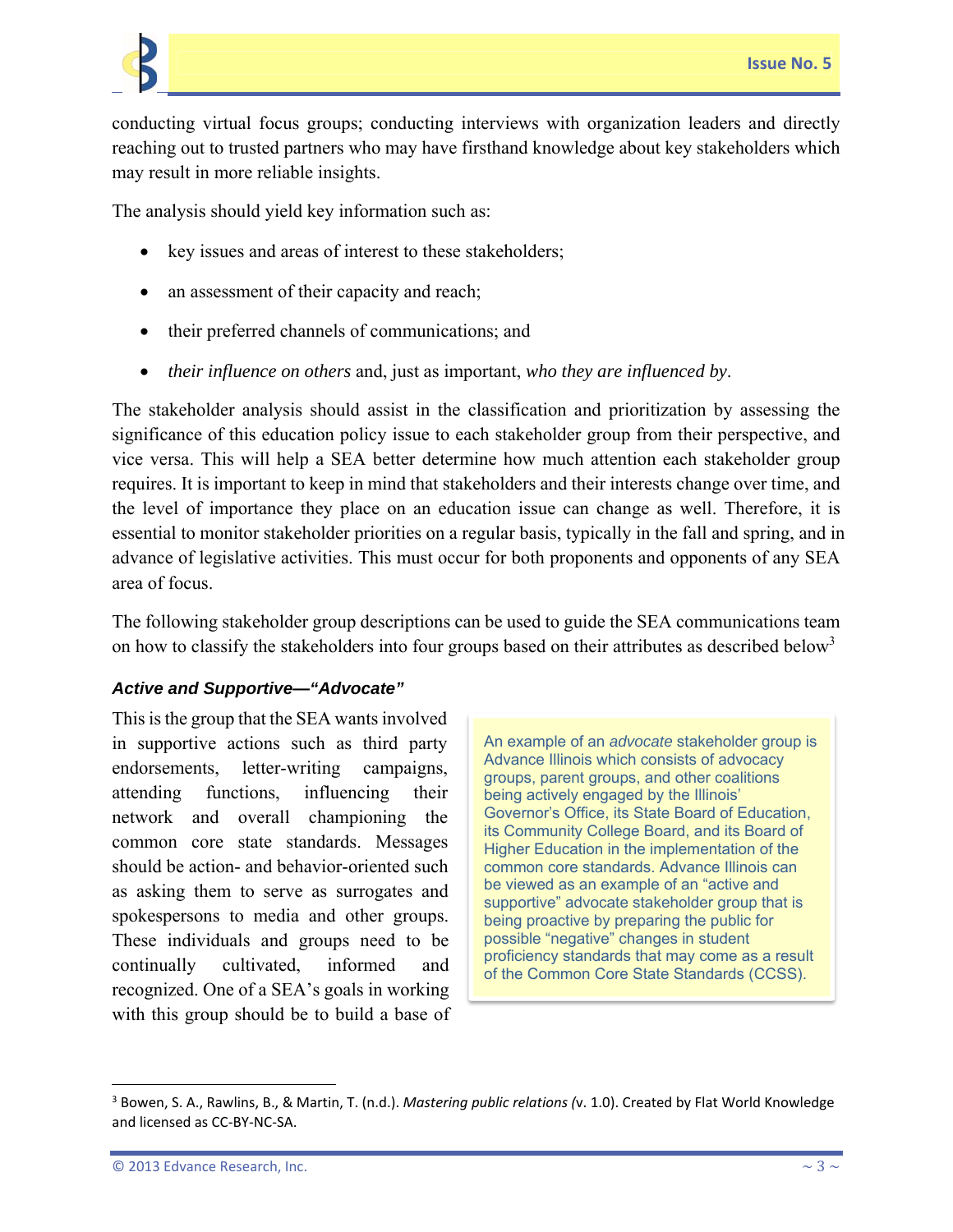conducting virtual focus groups; conducting interviews with organization leaders and directly reaching out to trusted partners who may have firsthand knowledge about key stakeholders which may result in more reliable insights.

The analysis should yield key information such as:

- key issues and areas of interest to these stakeholders;
- an assessment of their capacity and reach;
- their preferred channels of communications; and
- *their influence on others* and, just as important, *who they are influenced by*.

The stakeholder analysis should assist in the classification and prioritization by assessing the significance of this education policy issue to each stakeholder group from their perspective, and vice versa. This will help a SEA better determine how much attention each stakeholder group requires. It is important to keep in mind that stakeholders and their interests change over time, and the level of importance they place on an education issue can change as well. Therefore, it is essential to monitor stakeholder priorities on a regular basis, typically in the fall and spring, and in advance of legislative activities. This must occur for both proponents and opponents of any SEA area of focus.

The following stakeholder group descriptions can be used to guide the SEA communications team on how to classify the stakeholders into four groups based on their attributes as described below[3]

### *Active and Supportive—"Advocate"*

This is the group that the SEA wants involved in supportive actions such as third party endorsements, letter-writing campaigns, attending functions, influencing their network and overall championing the common core state standards. Messages should be action- and behavior-oriented such as asking them to serve as surrogates and spokespersons to media and other groups. These individuals and groups need to be continually cultivated, informed and recognized. One of a SEA's goals in working with this group should be to build a base of

> An example of an *advocate* stakeholder group is Advance Illinois which consists of advocacy groups, parent groups, and other coalitions being actively engaged by the Illinois' Governor's Office, its State Board of Education, its Community College Board, and its Board of Higher Education in the implementation of the common core standards. Advance Illinois can be viewed as an example of an "active and supportive" advocate stakeholder group that is being proactive by preparing the public for possible "negative" changes in student proficiency standards that may come as a result of the Common Core State Standards (CCSS).

[3] Bowen, S. A., Rawlins, B., & Martin, T. (n.d.). *Mastering public relations (*v. 1.0). Created by Flat World Knowledge and licensed as CC-BY-NC-SA.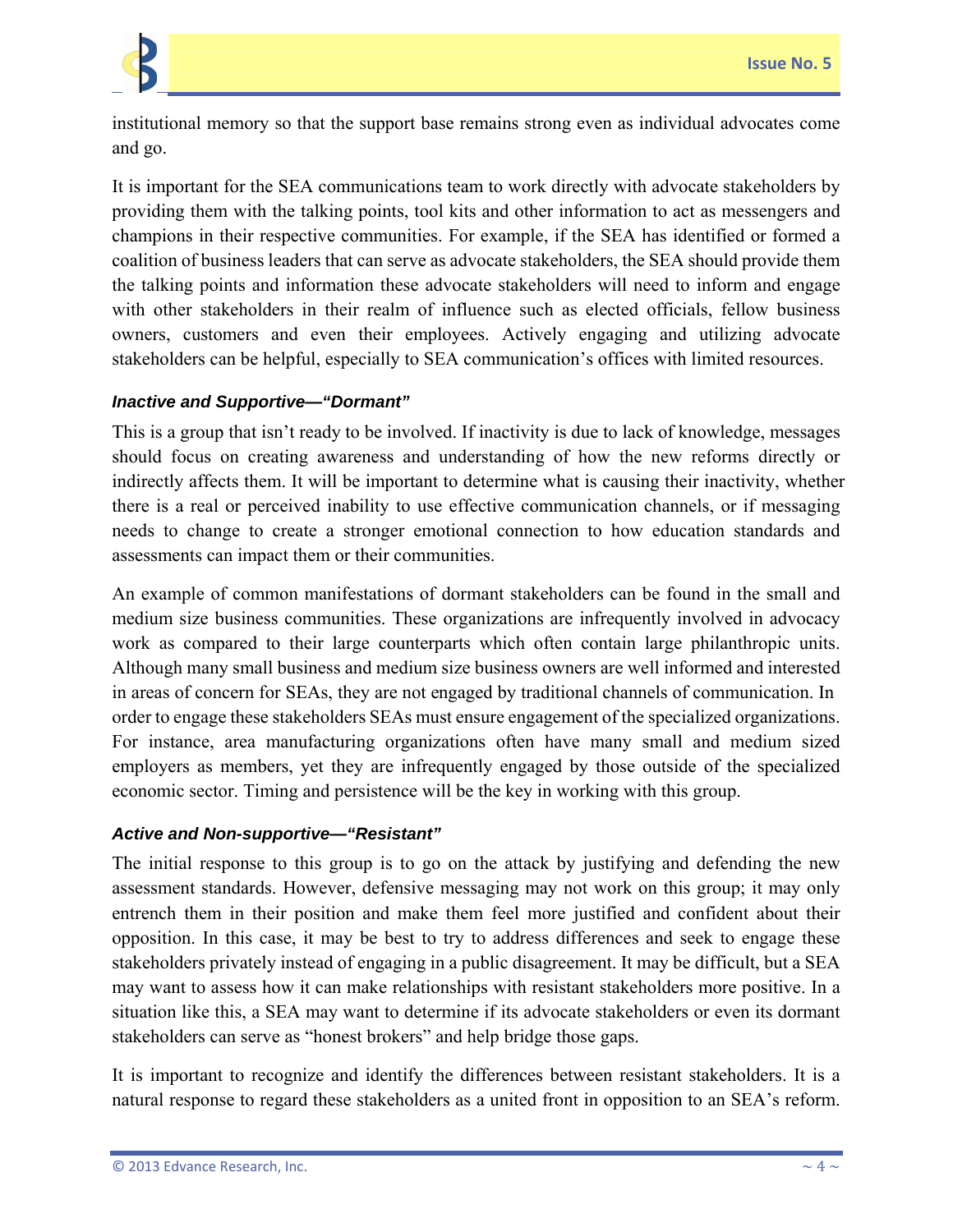institutional memory so that the support base remains strong even as individual advocates come and go.

It is important for the SEA communications team to work directly with advocate stakeholders by providing them with the talking points, tool kits and other information to act as messengers and champions in their respective communities. For example, if the SEA has identified or formed a coalition of business leaders that can serve as advocate stakeholders, the SEA should provide them the talking points and information these advocate stakeholders will need to inform and engage with other stakeholders in their realm of influence such as elected officials, fellow business owners, customers and even their employees. Actively engaging and utilizing advocate stakeholders can be helpful, especially to SEA communication's offices with limited resources.

#### *Inactive and Supportive—"Dormant"*

This is a group that isn't ready to be involved. If inactivity is due to lack of knowledge, messages should focus on creating awareness and understanding of how the new reforms directly or indirectly affects them. It will be important to determine what is causing their inactivity, whether there is a real or perceived inability to use effective communication channels, or if messaging needs to change to create a stronger emotional connection to how education standards and assessments can impact them or their communities.

An example of common manifestations of dormant stakeholders can be found in the small and medium size business communities. These organizations are infrequently involved in advocacy work as compared to their large counterparts which often contain large philanthropic units. Although many small business and medium size business owners are well informed and interested in areas of concern for SEAs, they are not engaged by traditional channels of communication. In order to engage these stakeholders SEAs must ensure engagement of the specialized organizations. For instance, area manufacturing organizations often have many small and medium sized employers as members, yet they are infrequently engaged by those outside of the specialized economic sector. Timing and persistence will be the key in working with this group.

#### *Active and Non-supportive—"Resistant"*

The initial response to this group is to go on the attack by justifying and defending the new assessment standards. However, defensive messaging may not work on this group; it may only entrench them in their position and make them feel more justified and confident about their opposition. In this case, it may be best to try to address differences and seek to engage these stakeholders privately instead of engaging in a public disagreement. It may be difficult, but a SEA may want to assess how it can make relationships with resistant stakeholders more positive. In a situation like this, a SEA may want to determine if its advocate stakeholders or even its dormant stakeholders can serve as "honest brokers" and help bridge those gaps.

It is important to recognize and identify the differences between resistant stakeholders. It is a natural response to regard these stakeholders as a united front in opposition to an SEA's reform.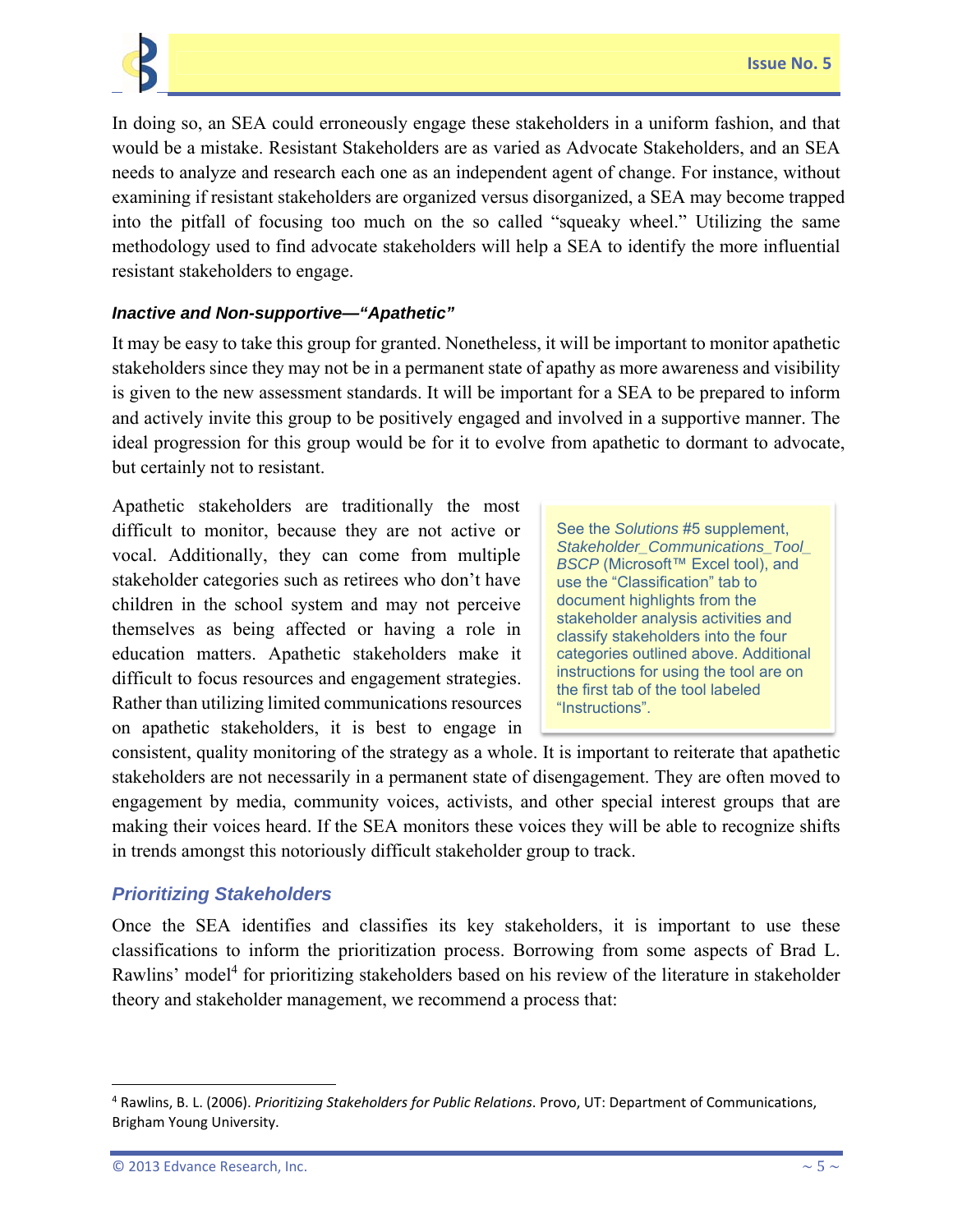In doing so, an SEA could erroneously engage these stakeholders in a uniform fashion, and that would be a mistake. Resistant Stakeholders are as varied as Advocate Stakeholders, and an SEA needs to analyze and research each one as an independent agent of change. For instance, without examining if resistant stakeholders are organized versus disorganized, a SEA may become trapped into the pitfall of focusing too much on the so called "squeaky wheel." Utilizing the same methodology used to find advocate stakeholders will help a SEA to identify the more influential resistant stakeholders to engage.

#### *Inactive and Non-supportive—"Apathetic"*

It may be easy to take this group for granted. Nonetheless, it will be important to monitor apathetic stakeholders since they may not be in a permanent state of apathy as more awareness and visibility is given to the new assessment standards. It will be important for a SEA to be prepared to inform and actively invite this group to be positively engaged and involved in a supportive manner. The ideal progression for this group would be for it to evolve from apathetic to dormant to advocate, but certainly not to resistant.

Apathetic stakeholders are traditionally the most difficult to monitor, because they are not active or vocal. Additionally, they can come from multiple stakeholder categories such as retirees who don't have children in the school system and may not perceive themselves as being affected or having a role in education matters. Apathetic stakeholders make it difficult to focus resources and engagement strategies. Rather than utilizing limited communications resources on apathetic stakeholders, it is best to engage in consistent, quality monitoring of the strategy as a whole. It is important to reiterate that apathetic stakeholders are not necessarily in a permanent state of disengagement. They are often moved to engagement by media, community voices, activists, and other special interest groups that are making their voices heard. If the SEA monitors these voices they will be able to recognize shifts in trends amongst this notoriously difficult stakeholder group to track.

> See the *Solutions* #5 supplement, *Stakeholder_Communications_Tool_BSCP* (Microsoft™ Excel tool), and use the "Classification" tab to document highlights from the stakeholder analysis activities and classify stakeholders into the four categories outlined above. Additional instructions for using the tool are on the first tab of the tool labeled "Instructions".

### *Prioritizing Stakeholders*

Once the SEA identifies and classifies its key stakeholders, it is important to use these classifications to inform the prioritization process. Borrowing from some aspects of Brad L. Rawlins' model[4] for prioritizing stakeholders based on his review of the literature in stakeholder theory and stakeholder management, we recommend a process that:

[4] Rawlins, B. L. (2006). *Prioritizing Stakeholders for Public Relations*. Provo, UT: Department of Communications, Brigham Young University.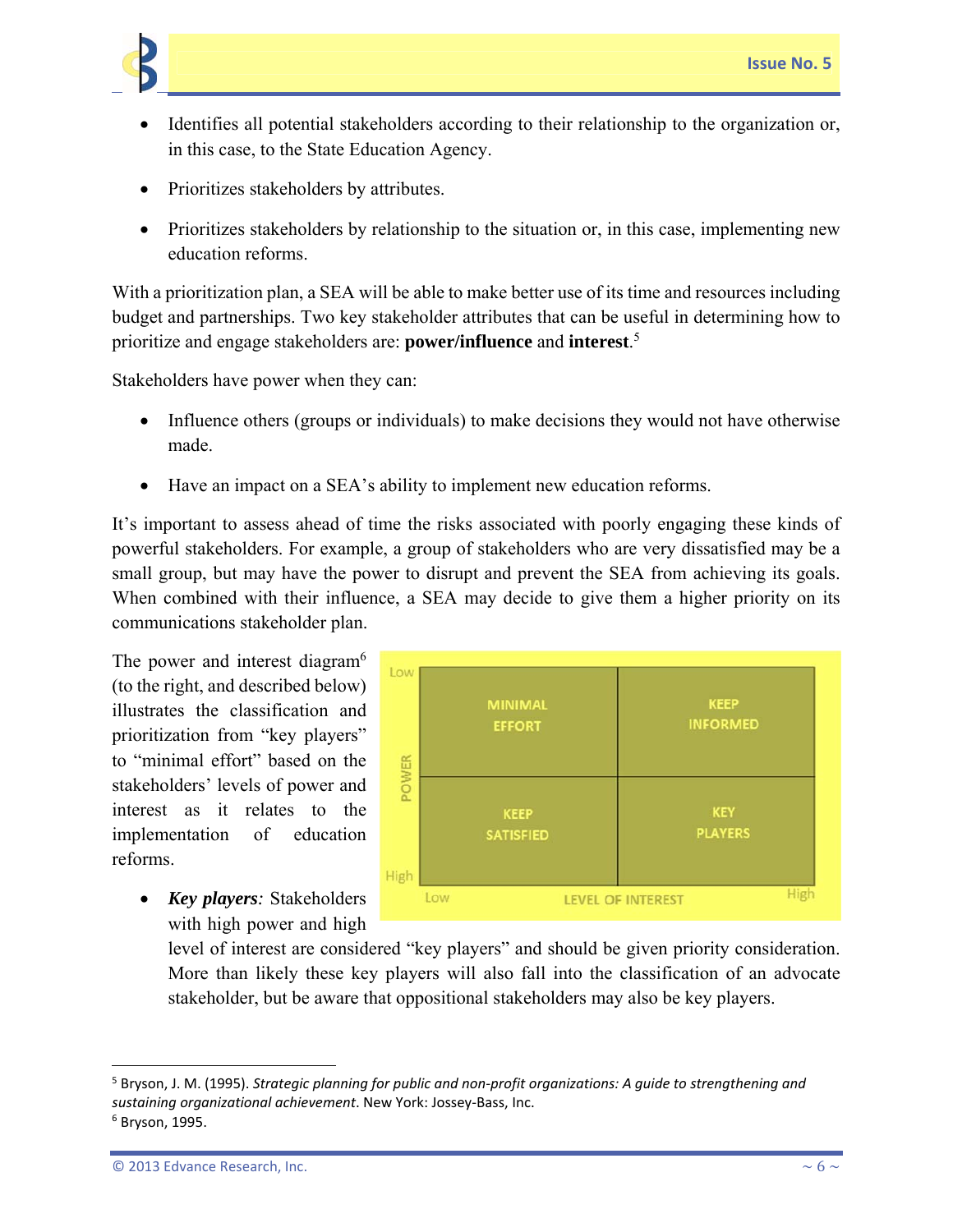- Identifies all potential stakeholders according to their relationship to the organization or, in this case, to the State Education Agency.
- Prioritizes stakeholders by attributes.
- Prioritizes stakeholders by relationship to the situation or, in this case, implementing new education reforms.

With a prioritization plan, a SEA will be able to make better use of its time and resources including budget and partnerships. Two key stakeholder attributes that can be useful in determining how to prioritize and engage stakeholders are: **power/influence** and **interest**.[5]

Stakeholders have power when they can:

- Influence others (groups or individuals) to make decisions they would not have otherwise made.
- Have an impact on a SEA's ability to implement new education reforms.

It's important to assess ahead of time the risks associated with poorly engaging these kinds of powerful stakeholders. For example, a group of stakeholders who are very dissatisfied may be a small group, but may have the power to disrupt and prevent the SEA from achieving its goals. When combined with their influence, a SEA may decide to give them a higher priority on its communications stakeholder plan.

The power and interest diagram[6] (to the right, and described below) illustrates the classification and prioritization from "key players" to "minimal effort" based on the stakeholders' levels of power and interest as it relates to the implementation of education reforms.

| POWER \ LEVEL OF INTEREST | Low | High |
|---|---|---|
| Low | MINIMAL EFFORT | KEEP INFORMED |
| High | KEEP SATISFIED | KEY PLAYERS |

- ***Key players***: Stakeholders with high power and high level of interest are considered "key players" and should be given priority consideration. More than likely these key players will also fall into the classification of an advocate stakeholder, but be aware that oppositional stakeholders may also be key players.

---

[5] Bryson, J. M. (1995). *Strategic planning for public and non-profit organizations: A guide to strengthening and sustaining organizational achievement*. New York: Jossey-Bass, Inc.

[6] Bryson, 1995.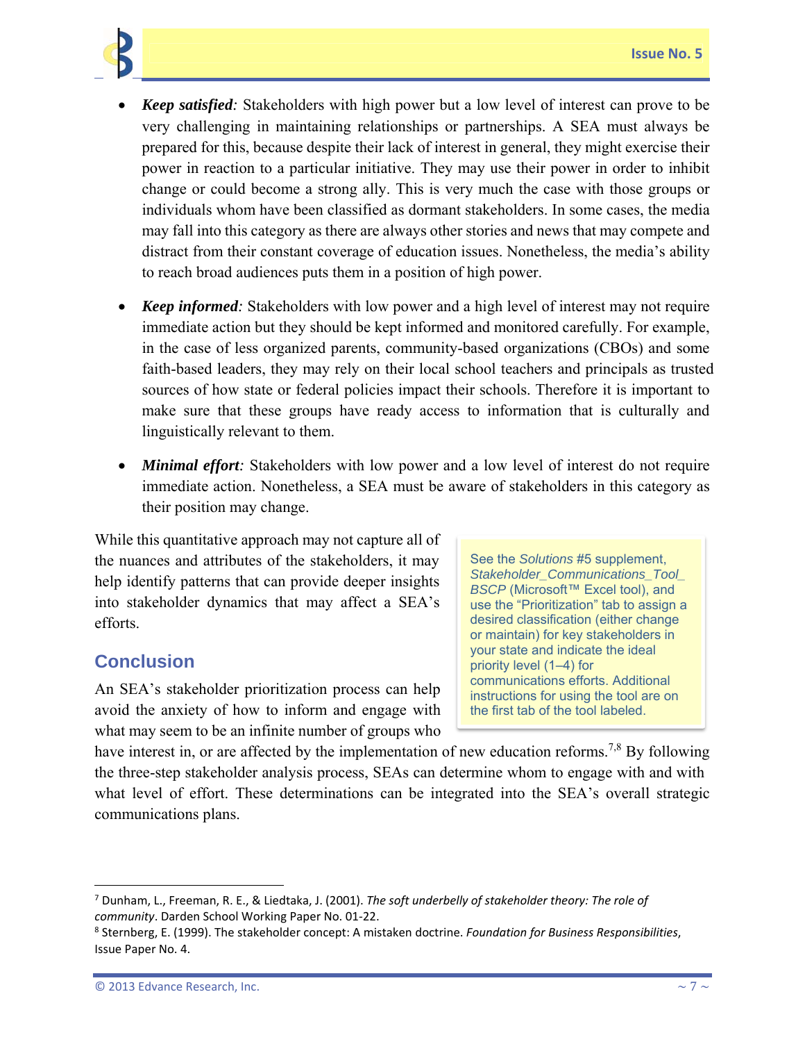- ***Keep satisfied:*** Stakeholders with high power but a low level of interest can prove to be very challenging in maintaining relationships or partnerships. A SEA must always be prepared for this, because despite their lack of interest in general, they might exercise their power in reaction to a particular initiative. They may use their power in order to inhibit change or could become a strong ally. This is very much the case with those groups or individuals whom have been classified as dormant stakeholders. In some cases, the media may fall into this category as there are always other stories and news that may compete and distract from their constant coverage of education issues. Nonetheless, the media's ability to reach broad audiences puts them in a position of high power.
- ***Keep informed:*** Stakeholders with low power and a high level of interest may not require immediate action but they should be kept informed and monitored carefully. For example, in the case of less organized parents, community-based organizations (CBOs) and some faith-based leaders, they may rely on their local school teachers and principals as trusted sources of how state or federal policies impact their schools. Therefore it is important to make sure that these groups have ready access to information that is culturally and linguistically relevant to them.
- ***Minimal effort:*** Stakeholders with low power and a low level of interest do not require immediate action. Nonetheless, a SEA must be aware of stakeholders in this category as their position may change.

While this quantitative approach may not capture all of the nuances and attributes of the stakeholders, it may help identify patterns that can provide deeper insights into stakeholder dynamics that may affect a SEA's efforts.

> See the *Solutions* #5 supplement, *Stakeholder_Communications_Tool_BSCP* (Microsoft™ Excel tool), and use the "Prioritization" tab to assign a desired classification (either change or maintain) for key stakeholders in your state and indicate the ideal priority level (1–4) for communications efforts. Additional instructions for using the tool are on the first tab of the tool labeled.

## Conclusion

An SEA's stakeholder prioritization process can help avoid the anxiety of how to inform and engage with what may seem to be an infinite number of groups who have interest in, or are affected by the implementation of new education reforms.[7,8] By following the three-step stakeholder analysis process, SEAs can determine whom to engage with and with what level of effort. These determinations can be integrated into the SEA's overall strategic communications plans.

---

[7] Dunham, L., Freeman, R. E., & Liedtaka, J. (2001). *The soft underbelly of stakeholder theory: The role of community*. Darden School Working Paper No. 01-22.

[8] Sternberg, E. (1999). The stakeholder concept: A mistaken doctrine. *Foundation for Business Responsibilities*, Issue Paper No. 4.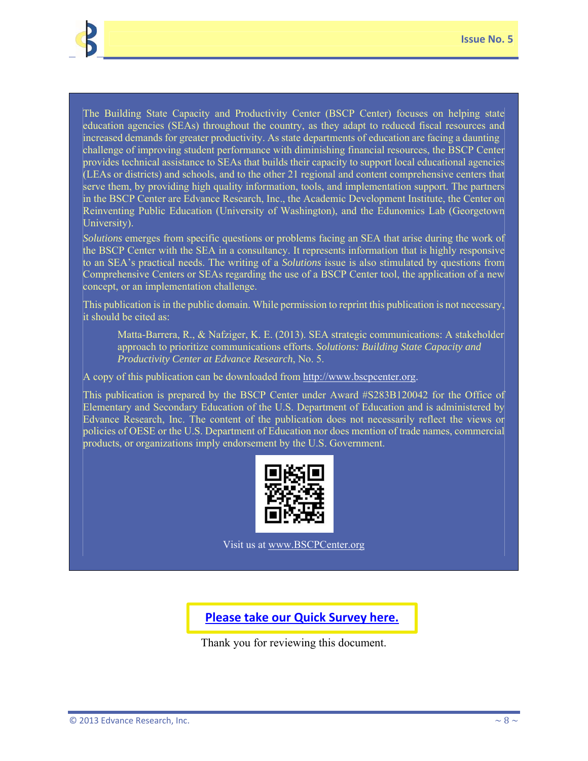The Building State Capacity and Productivity Center (BSCP Center) focuses on helping state education agencies (SEAs) throughout the country, as they adapt to reduced fiscal resources and increased demands for greater productivity. As state departments of education are facing a daunting challenge of improving student performance with diminishing financial resources, the BSCP Center provides technical assistance to SEAs that builds their capacity to support local educational agencies (LEAs or districts) and schools, and to the other 21 regional and content comprehensive centers that serve them, by providing high quality information, tools, and implementation support. The partners in the BSCP Center are Edvance Research, Inc., the Academic Development Institute, the Center on Reinventing Public Education (University of Washington), and the Edunomics Lab (Georgetown University).

*Solutions* emerges from specific questions or problems facing an SEA that arise during the work of the BSCP Center with the SEA in a consultancy. It represents information that is highly responsive to an SEA's practical needs. The writing of a *Solutions* issue is also stimulated by questions from Comprehensive Centers or SEAs regarding the use of a BSCP Center tool, the application of a new concept, or an implementation challenge.

This publication is in the public domain. While permission to reprint this publication is not necessary, it should be cited as:

> Matta-Barrera, R., & Nafziger, K. E. (2013). SEA strategic communications: A stakeholder approach to prioritize communications efforts. *Solutions: Building State Capacity and Productivity Center at Edvance Research*, No. 5.

A copy of this publication can be downloaded from http://www.bscpcenter.org.

This publication is prepared by the BSCP Center under Award #S283B120042 for the Office of Elementary and Secondary Education of the U.S. Department of Education and is administered by Edvance Research, Inc. The content of the publication does not necessarily reflect the views or policies of OESE or the U.S. Department of Education nor does mention of trade names, commercial products, or organizations imply endorsement by the U.S. Government.

Visit us at www.BSCPCenter.org

**Please take our Quick Survey here.**

Thank you for reviewing this document.

© 2013 Edvance Research, Inc.